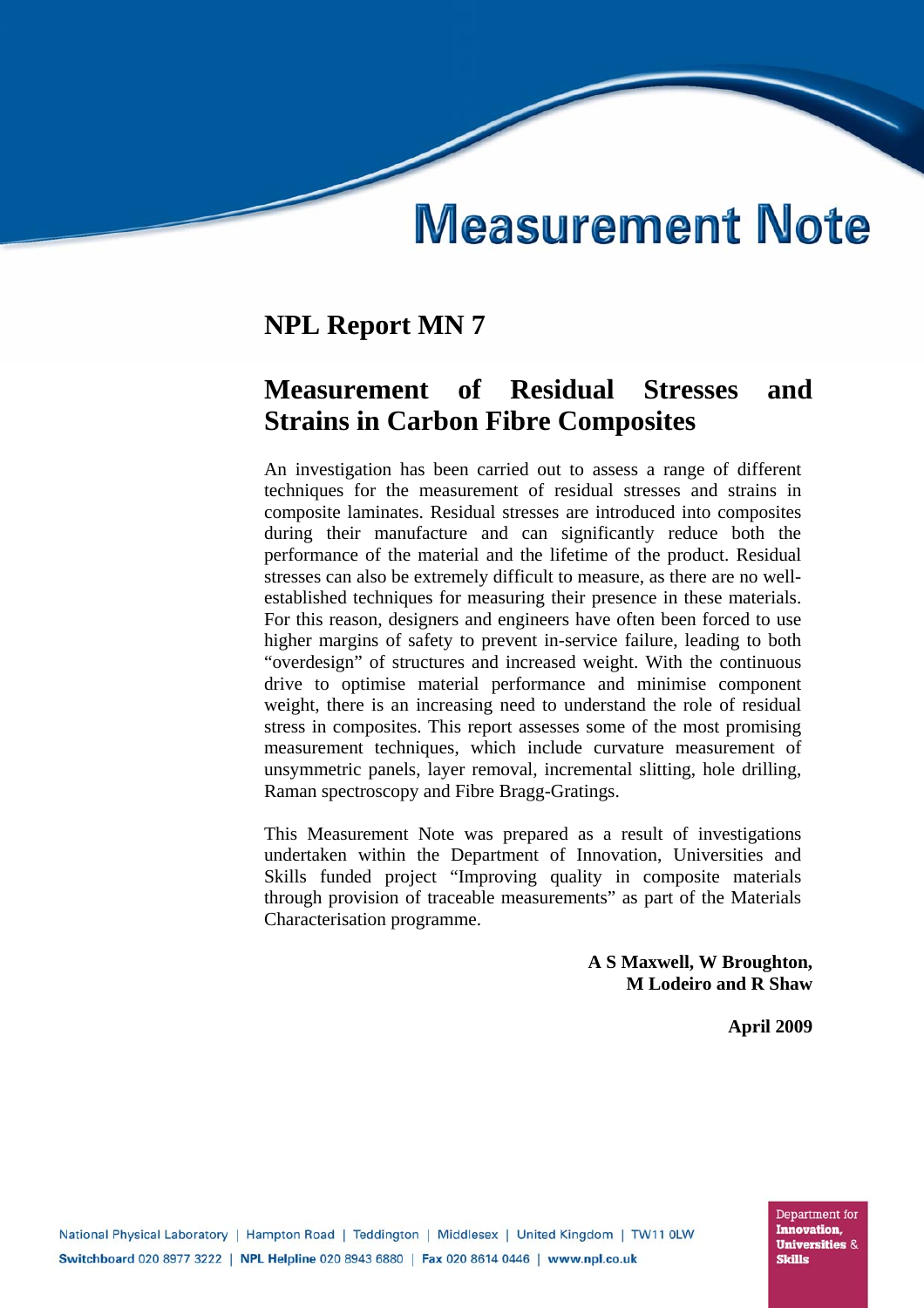# Measurement Note

## NPL Report MN 7

## Measurement of Residual Stresses and Strains in Carbon Fibre Composites

An investigation has been carried out to assess a range of different techniques for the measurement of residual stresses and strains in composite laminates. Residual stresses are introduced into composites during their manufacture and can significantly reduce both the performance of the material and the lifetime of the product. Residual stresses can also be extremely difficult to measure, as there are no well-established techniques for measuring their presence in these materials. For this reason, designers and engineers have often been forced to use higher margins of safety to prevent in-service failure, leading to both "overdesign" of structures and increased weight. With the continuous drive to optimise material performance and minimise component weight, there is an increasing need to understand the role of residual stress in composites. This report assesses some of the most promising measurement techniques, which include curvature measurement of unsymmetric panels, layer removal, incremental slitting, hole drilling, Raman spectroscopy and Fibre Bragg-Gratings.

This Measurement Note was prepared as a result of investigations undertaken within the Department of Innovation, Universities and Skills funded project "Improving quality in composite materials through provision of traceable measurements" as part of the Materials Characterisation programme.

**A S Maxwell, W Broughton,**
**M Lodeiro and R Shaw**

**April 2009**

National Physical Laboratory | Hampton Road | Teddington | Middlesex | United Kingdom | TW11 0LW
Switchboard 020 8977 3222 | NPL Helpline 020 8943 6880 | Fax 020 8614 0446 | www.npl.co.uk

Department for Innovation, Universities & Skills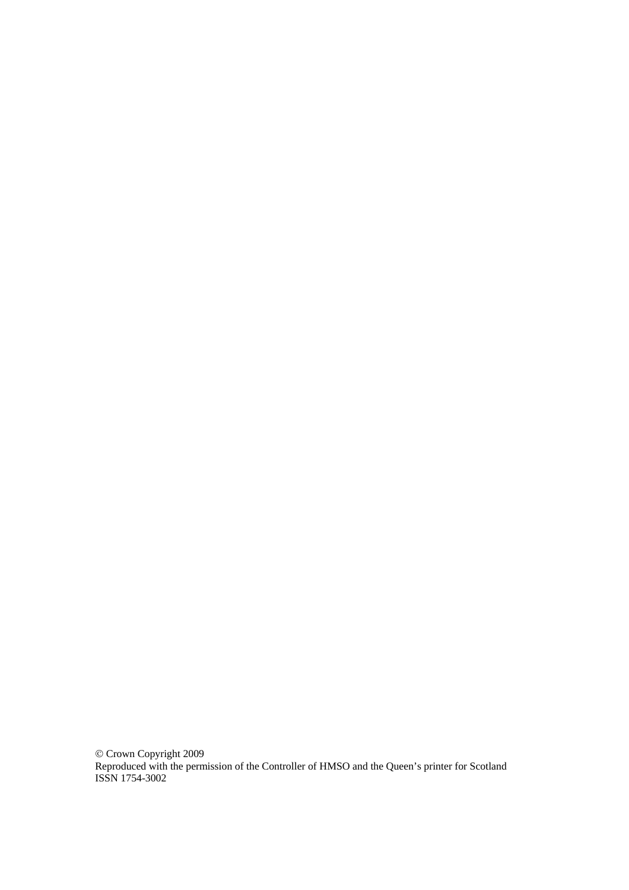© Crown Copyright 2009
Reproduced with the permission of the Controller of HMSO and the Queen's printer for Scotland
ISSN 1754-3002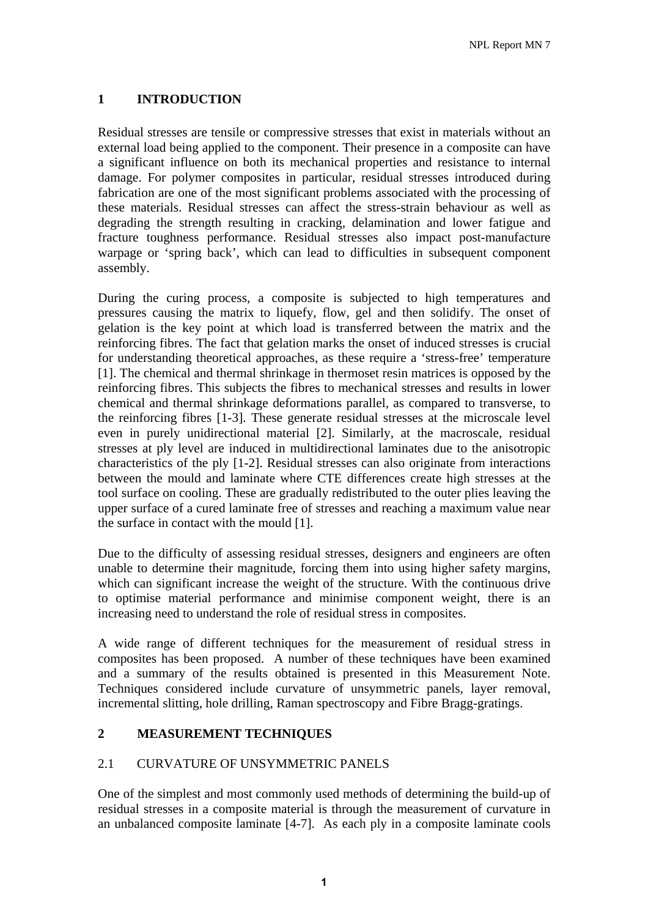## 1 INTRODUCTION

Residual stresses are tensile or compressive stresses that exist in materials without an external load being applied to the component. Their presence in a composite can have a significant influence on both its mechanical properties and resistance to internal damage. For polymer composites in particular, residual stresses introduced during fabrication are one of the most significant problems associated with the processing of these materials. Residual stresses can affect the stress-strain behaviour as well as degrading the strength resulting in cracking, delamination and lower fatigue and fracture toughness performance. Residual stresses also impact post-manufacture warpage or 'spring back', which can lead to difficulties in subsequent component assembly.

During the curing process, a composite is subjected to high temperatures and pressures causing the matrix to liquefy, flow, gel and then solidify. The onset of gelation is the key point at which load is transferred between the matrix and the reinforcing fibres. The fact that gelation marks the onset of induced stresses is crucial for understanding theoretical approaches, as these require a 'stress-free' temperature [1]. The chemical and thermal shrinkage in thermoset resin matrices is opposed by the reinforcing fibres. This subjects the fibres to mechanical stresses and results in lower chemical and thermal shrinkage deformations parallel, as compared to transverse, to the reinforcing fibres [1-3]. These generate residual stresses at the microscale level even in purely unidirectional material [2]. Similarly, at the macroscale, residual stresses at ply level are induced in multidirectional laminates due to the anisotropic characteristics of the ply [1-2]. Residual stresses can also originate from interactions between the mould and laminate where CTE differences create high stresses at the tool surface on cooling. These are gradually redistributed to the outer plies leaving the upper surface of a cured laminate free of stresses and reaching a maximum value near the surface in contact with the mould [1].

Due to the difficulty of assessing residual stresses, designers and engineers are often unable to determine their magnitude, forcing them into using higher safety margins, which can significant increase the weight of the structure. With the continuous drive to optimise material performance and minimise component weight, there is an increasing need to understand the role of residual stress in composites.

A wide range of different techniques for the measurement of residual stress in composites has been proposed. A number of these techniques have been examined and a summary of the results obtained is presented in this Measurement Note. Techniques considered include curvature of unsymmetric panels, layer removal, incremental slitting, hole drilling, Raman spectroscopy and Fibre Bragg-gratings.

## 2 MEASUREMENT TECHNIQUES

### 2.1 CURVATURE OF UNSYMMETRIC PANELS

One of the simplest and most commonly used methods of determining the build-up of residual stresses in a composite material is through the measurement of curvature in an unbalanced composite laminate [4-7]. As each ply in a composite laminate cools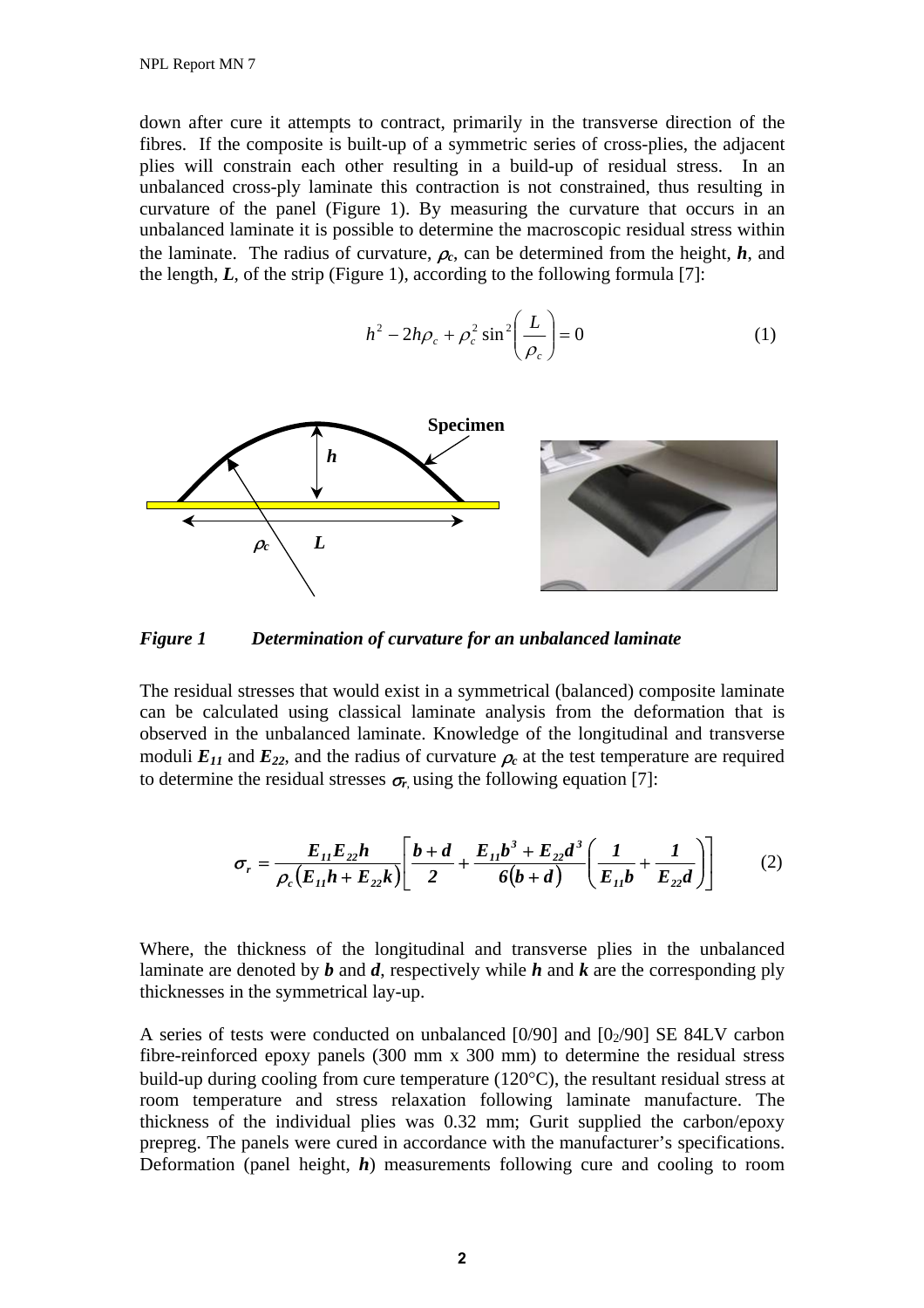down after cure it attempts to contract, primarily in the transverse direction of the fibres. If the composite is built-up of a symmetric series of cross-plies, the adjacent plies will constrain each other resulting in a build-up of residual stress. In an unbalanced cross-ply laminate this contraction is not constrained, thus resulting in curvature of the panel (Figure 1). By measuring the curvature that occurs in an unbalanced laminate it is possible to determine the macroscopic residual stress within the laminate. The radius of curvature, $\rho_c$, can be determined from the height, $\boldsymbol{h}$, and the length, $\boldsymbol{L}$, of the strip (Figure 1), according to the following formula [7]:

$$h^2 - 2h\rho_c + \rho_c^2 \sin^2\left(\frac{L}{\rho_c}\right) = 0 \tag{1}$$

***Figure 1 Determination of curvature for an unbalanced laminate***

The residual stresses that would exist in a symmetrical (balanced) composite laminate can be calculated using classical laminate analysis from the deformation that is observed in the unbalanced laminate. Knowledge of the longitudinal and transverse moduli $\boldsymbol{E_{11}}$ and $\boldsymbol{E_{22}}$, and the radius of curvature $\rho_c$ at the test temperature are required to determine the residual stresses $\sigma_r$, using the following equation [7]:

$$\sigma_r = \frac{E_{11}E_{22}h}{\rho_c\left(E_{11}h + E_{22}k\right)}\left[\frac{b+d}{2} + \frac{E_{11}b^3 + E_{22}d^3}{6(b+d)}\left(\frac{1}{E_{11}b} + \frac{1}{E_{22}d}\right)\right] \tag{2}$$

Where, the thickness of the longitudinal and transverse plies in the unbalanced laminate are denoted by $\boldsymbol{b}$ and $\boldsymbol{d}$, respectively while $\boldsymbol{h}$ and $\boldsymbol{k}$ are the corresponding ply thicknesses in the symmetrical lay-up.

A series of tests were conducted on unbalanced [0/90] and [$0_2$/90] SE 84LV carbon fibre-reinforced epoxy panels (300 mm x 300 mm) to determine the residual stress build-up during cooling from cure temperature (120°C), the resultant residual stress at room temperature and stress relaxation following laminate manufacture. The thickness of the individual plies was 0.32 mm; Gurit supplied the carbon/epoxy prepreg. The panels were cured in accordance with the manufacturer's specifications. Deformation (panel height, $\boldsymbol{h}$) measurements following cure and cooling to room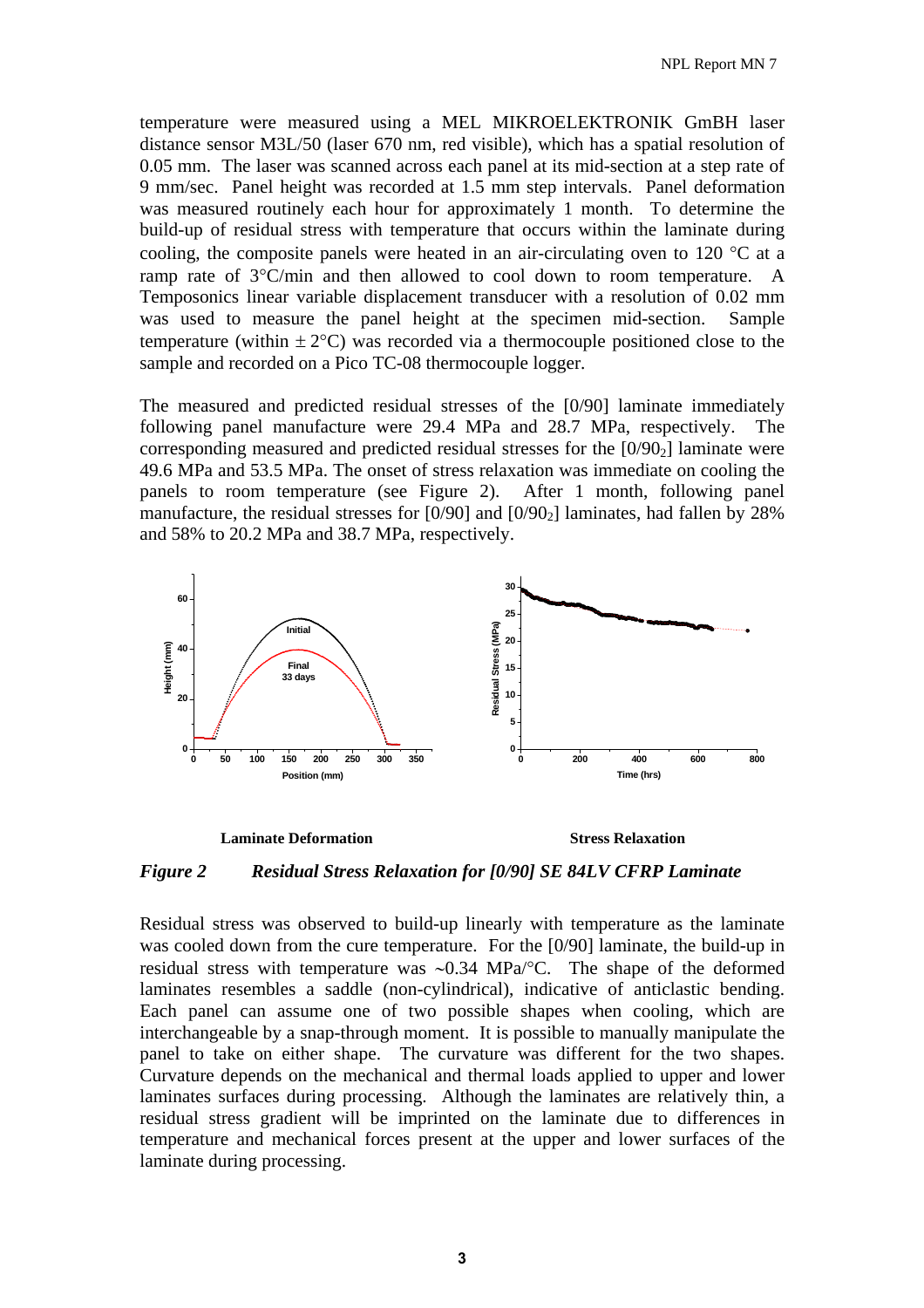temperature were measured using a MEL MIKROELEKTRONIK GmbH laser distance sensor M3L/50 (laser 670 nm, red visible), which has a spatial resolution of 0.05 mm. The laser was scanned across each panel at its mid-section at a step rate of 9 mm/sec. Panel height was recorded at 1.5 mm step intervals. Panel deformation was measured routinely each hour for approximately 1 month. To determine the build-up of residual stress with temperature that occurs within the laminate during cooling, the composite panels were heated in an air-circulating oven to 120 °C at a ramp rate of 3°C/min and then allowed to cool down to room temperature. A Temposonics linear variable displacement transducer with a resolution of 0.02 mm was used to measure the panel height at the specimen mid-section. Sample temperature (within ± 2°C) was recorded via a thermocouple positioned close to the sample and recorded on a Pico TC-08 thermocouple logger.

The measured and predicted residual stresses of the [0/90] laminate immediately following panel manufacture were 29.4 MPa and 28.7 MPa, respectively. The corresponding measured and predicted residual stresses for the [0/90$_2$] laminate were 49.6 MPa and 53.5 MPa. The onset of stress relaxation was immediate on cooling the panels to room temperature (see Figure 2). After 1 month, following panel manufacture, the residual stresses for [0/90] and [0/90$_2$] laminates, had fallen by 28% and 58% to 20.2 MPa and 38.7 MPa, respectively.

**Laminate Deformation** **Stress Relaxation**

***Figure 2 Residual Stress Relaxation for [0/90] SE 84LV CFRP Laminate***

Residual stress was observed to build-up linearly with temperature as the laminate was cooled down from the cure temperature. For the [0/90] laminate, the build-up in residual stress with temperature was ~0.34 MPa/°C. The shape of the deformed laminates resembles a saddle (non-cylindrical), indicative of anticlastic bending. Each panel can assume one of two possible shapes when cooling, which are interchangeable by a snap-through moment. It is possible to manually manipulate the panel to take on either shape. The curvature was different for the two shapes. Curvature depends on the mechanical and thermal loads applied to upper and lower laminates surfaces during processing. Although the laminates are relatively thin, a residual stress gradient will be imprinted on the laminate due to differences in temperature and mechanical forces present at the upper and lower surfaces of the laminate during processing.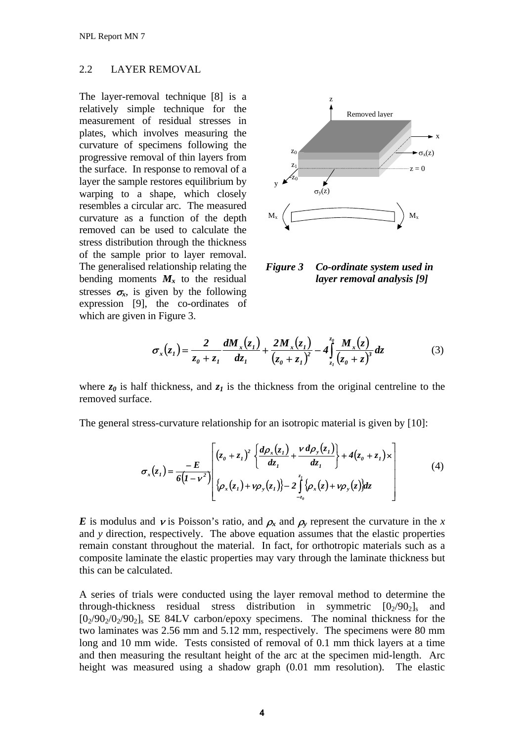## 2.2 LAYER REMOVAL

The layer-removal technique [8] is a relatively simple technique for the measurement of residual stresses in plates, which involves measuring the curvature of specimens following the progressive removal of thin layers from the surface. In response to removal of a layer the sample restores equilibrium by warping to a shape, which closely resembles a circular arc. The measured curvature as a function of the depth removed can be used to calculate the stress distribution through the thickness of the sample prior to layer removal. The generalised relationship relating the bending moments $M_x$ to the residual stresses $\sigma_x$, is given by the following expression [9], the co-ordinates of which are given in Figure 3.

***Figure 3 Co-ordinate system used in layer removal analysis [9]***

$$\sigma_x(z_1) = \frac{2}{z_0 + z_1}\frac{dM_x(z_1)}{dz_1} + \frac{2M_x(z_1)}{(z_0 + z_1)^2} - 4\int_{z_1}^{z_0} \frac{M_x(z)}{(z_0 + z)^3}dz \tag{3}$$

where $z_0$ is half thickness, and $z_1$ is the thickness from the original centreline to the removed surface.

The general stress-curvature relationship for an isotropic material is given by [10]:

$$\sigma_x(z_1) = \frac{-E}{6(1-\nu^2)}\left[\begin{array}{l}(z_0 + z_1)^2\left\{\dfrac{d\rho_x(z_1)}{dz_1} + \dfrac{\nu\, d\rho_y(z_1)}{dz_1}\right\} + 4(z_0 + z_1)\times \\ \left\{\rho_x(z_1) + \nu\rho_y(z_1)\right\} - 2\displaystyle\int_{-z_0}^{z_1}\left\{\rho_x(z) + \nu\rho_y(z)\right\}dz\end{array}\right] \tag{4}$$

$E$ is modulus and $\nu$ is Poisson's ratio, and $\rho_x$ and $\rho_y$ represent the curvature in the $x$ and $y$ direction, respectively. The above equation assumes that the elastic properties remain constant throughout the material. In fact, for orthotropic materials such as a composite laminate the elastic properties may vary through the laminate thickness but this can be calculated.

A series of trials were conducted using the layer removal method to determine the through-thickness residual stress distribution in symmetric $[0_2/90_2]_s$ and $[0_2/90_2/0_2/90_2]_s$ SE 84LV carbon/epoxy specimens. The nominal thickness for the two laminates was 2.56 mm and 5.12 mm, respectively. The specimens were 80 mm long and 10 mm wide. Tests consisted of removal of 0.1 mm thick layers at a time and then measuring the resultant height of the arc at the specimen mid-length. Arc height was measured using a shadow graph (0.01 mm resolution). The elastic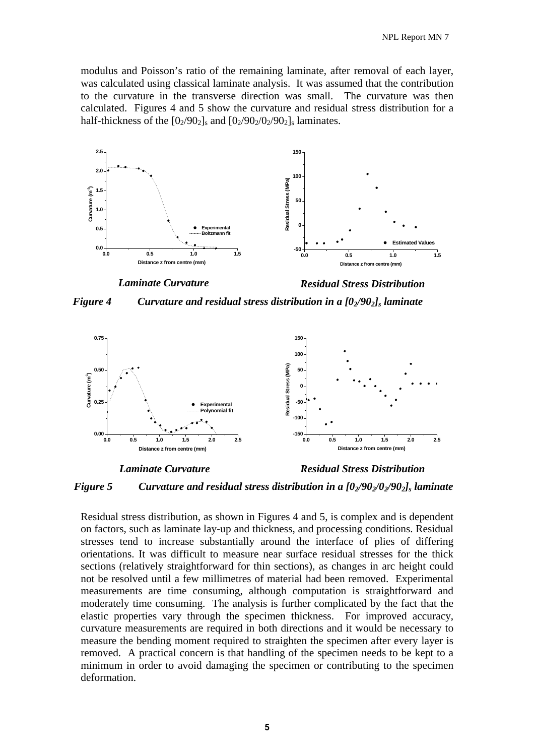modulus and Poisson's ratio of the remaining laminate, after removal of each layer, was calculated using classical laminate analysis. It was assumed that the contribution to the curvature in the transverse direction was small. The curvature was then calculated. Figures 4 and 5 show the curvature and residual stress distribution for a half-thickness of the $[0_2/90_2]_s$ and $[0_2/90_2/0_2/90_2]_s$ laminates.

*Laminate Curvature* *Residual Stress Distribution*

***Figure 4 Curvature and residual stress distribution in a $[0_2/90_2]_s$ laminate***

*Laminate Curvature* *Residual Stress Distribution*

***Figure 5 Curvature and residual stress distribution in a $[0_2/90_2/0_2/90_2]_s$ laminate***

Residual stress distribution, as shown in Figures 4 and 5, is complex and is dependent on factors, such as laminate lay-up and thickness, and processing conditions. Residual stresses tend to increase substantially around the interface of plies of differing orientations. It was difficult to measure near surface residual stresses for the thick sections (relatively straightforward for thin sections), as changes in arc height could not be resolved until a few millimetres of material had been removed. Experimental measurements are time consuming, although computation is straightforward and moderately time consuming. The analysis is further complicated by the fact that the elastic properties vary through the specimen thickness. For improved accuracy, curvature measurements are required in both directions and it would be necessary to measure the bending moment required to straighten the specimen after every layer is removed. A practical concern is that handling of the specimen needs to be kept to a minimum in order to avoid damaging the specimen or contributing to the specimen deformation.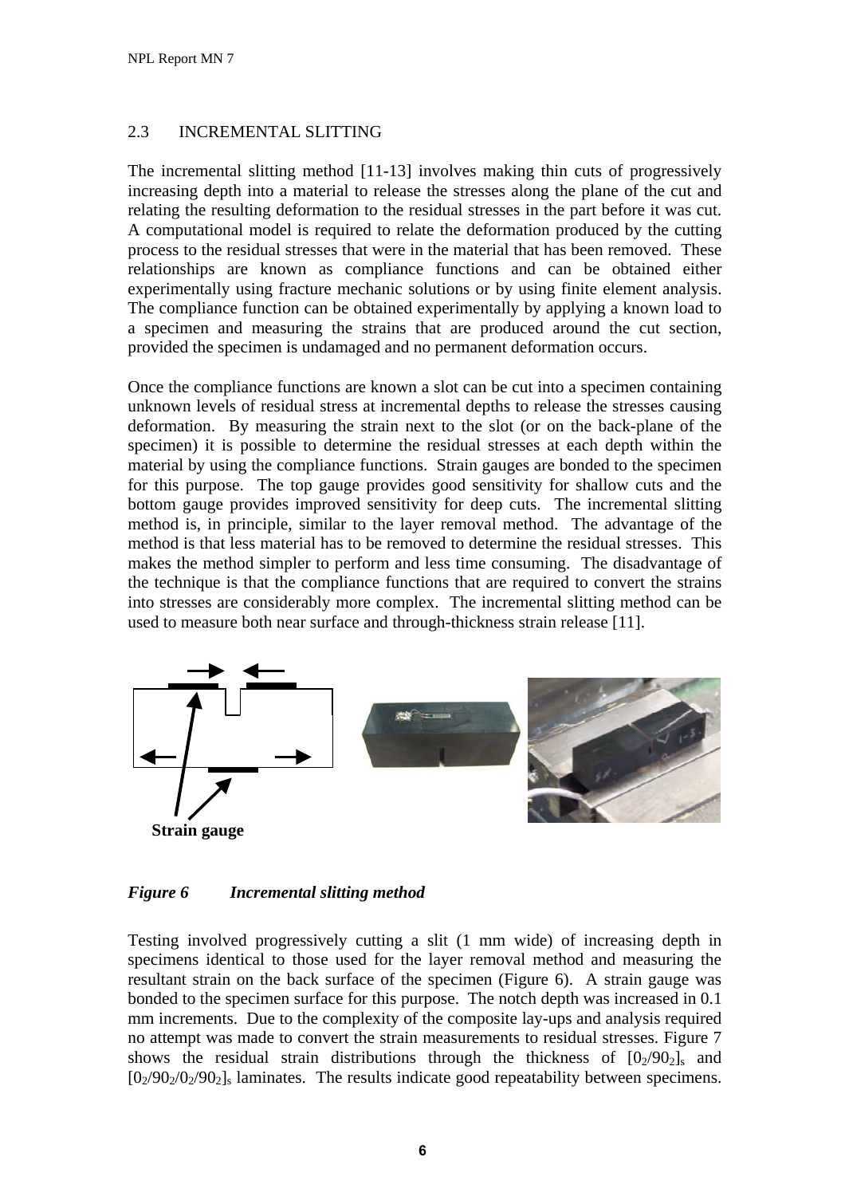## 2.3 INCREMENTAL SLITTING

The incremental slitting method [11-13] involves making thin cuts of progressively increasing depth into a material to release the stresses along the plane of the cut and relating the resulting deformation to the residual stresses in the part before it was cut. A computational model is required to relate the deformation produced by the cutting process to the residual stresses that were in the material that has been removed. These relationships are known as compliance functions and can be obtained either experimentally using fracture mechanic solutions or by using finite element analysis. The compliance function can be obtained experimentally by applying a known load to a specimen and measuring the strains that are produced around the cut section, provided the specimen is undamaged and no permanent deformation occurs.

Once the compliance functions are known a slot can be cut into a specimen containing unknown levels of residual stress at incremental depths to release the stresses causing deformation. By measuring the strain next to the slot (or on the back-plane of the specimen) it is possible to determine the residual stresses at each depth within the material by using the compliance functions. Strain gauges are bonded to the specimen for this purpose. The top gauge provides good sensitivity for shallow cuts and the bottom gauge provides improved sensitivity for deep cuts. The incremental slitting method is, in principle, similar to the layer removal method. The advantage of the method is that less material has to be removed to determine the residual stresses. This makes the method simpler to perform and less time consuming. The disadvantage of the technique is that the compliance functions that are required to convert the strains into stresses are considerably more complex. The incremental slitting method can be used to measure both near surface and through-thickness strain release [11].

**Strain gauge**

***Figure 6 Incremental slitting method***

Testing involved progressively cutting a slit (1 mm wide) of increasing depth in specimens identical to those used for the layer removal method and measuring the resultant strain on the back surface of the specimen (Figure 6). A strain gauge was bonded to the specimen surface for this purpose. The notch depth was increased in 0.1 mm increments. Due to the complexity of the composite lay-ups and analysis required no attempt was made to convert the strain measurements to residual stresses. Figure 7 shows the residual strain distributions through the thickness of $[0_2/90_2]_s$ and $[0_2/90_2/0_2/90_2]_s$ laminates. The results indicate good repeatability between specimens.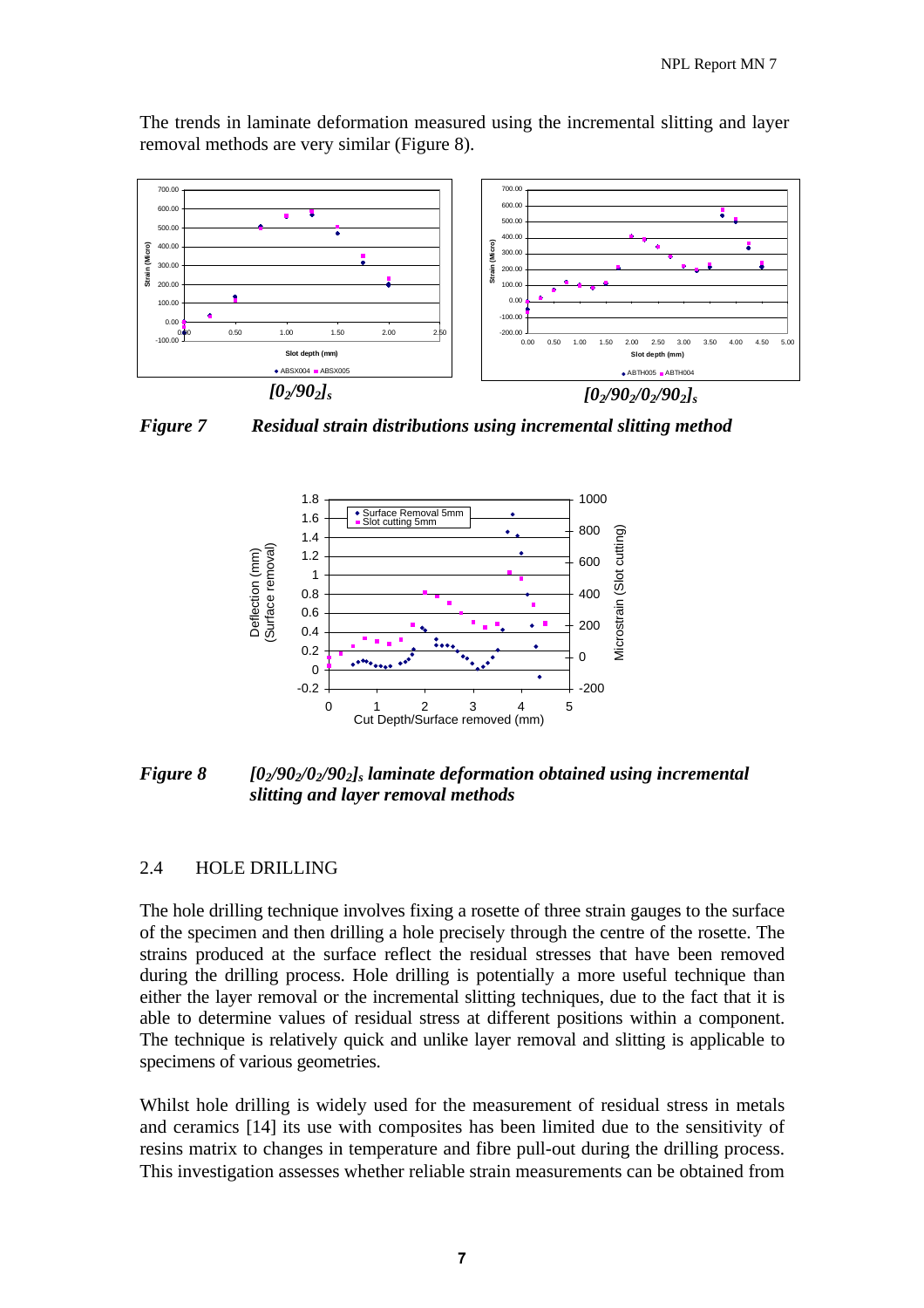The trends in laminate deformation measured using the incremental slitting and layer removal methods are very similar (Figure 8).

$[0_2/90_2]_s$ $[0_2/90_2/0_2/90_2]_s$

***Figure 7 Residual strain distributions using incremental slitting method***

***Figure 8 $[0_2/90_2/0_2/90_2]_s$ laminate deformation obtained using incremental slitting and layer removal methods***

## 2.4 HOLE DRILLING

The hole drilling technique involves fixing a rosette of three strain gauges to the surface of the specimen and then drilling a hole precisely through the centre of the rosette. The strains produced at the surface reflect the residual stresses that have been removed during the drilling process. Hole drilling is potentially a more useful technique than either the layer removal or the incremental slitting techniques, due to the fact that it is able to determine values of residual stress at different positions within a component. The technique is relatively quick and unlike layer removal and slitting is applicable to specimens of various geometries.

Whilst hole drilling is widely used for the measurement of residual stress in metals and ceramics [14] its use with composites has been limited due to the sensitivity of resins matrix to changes in temperature and fibre pull-out during the drilling process. This investigation assesses whether reliable strain measurements can be obtained from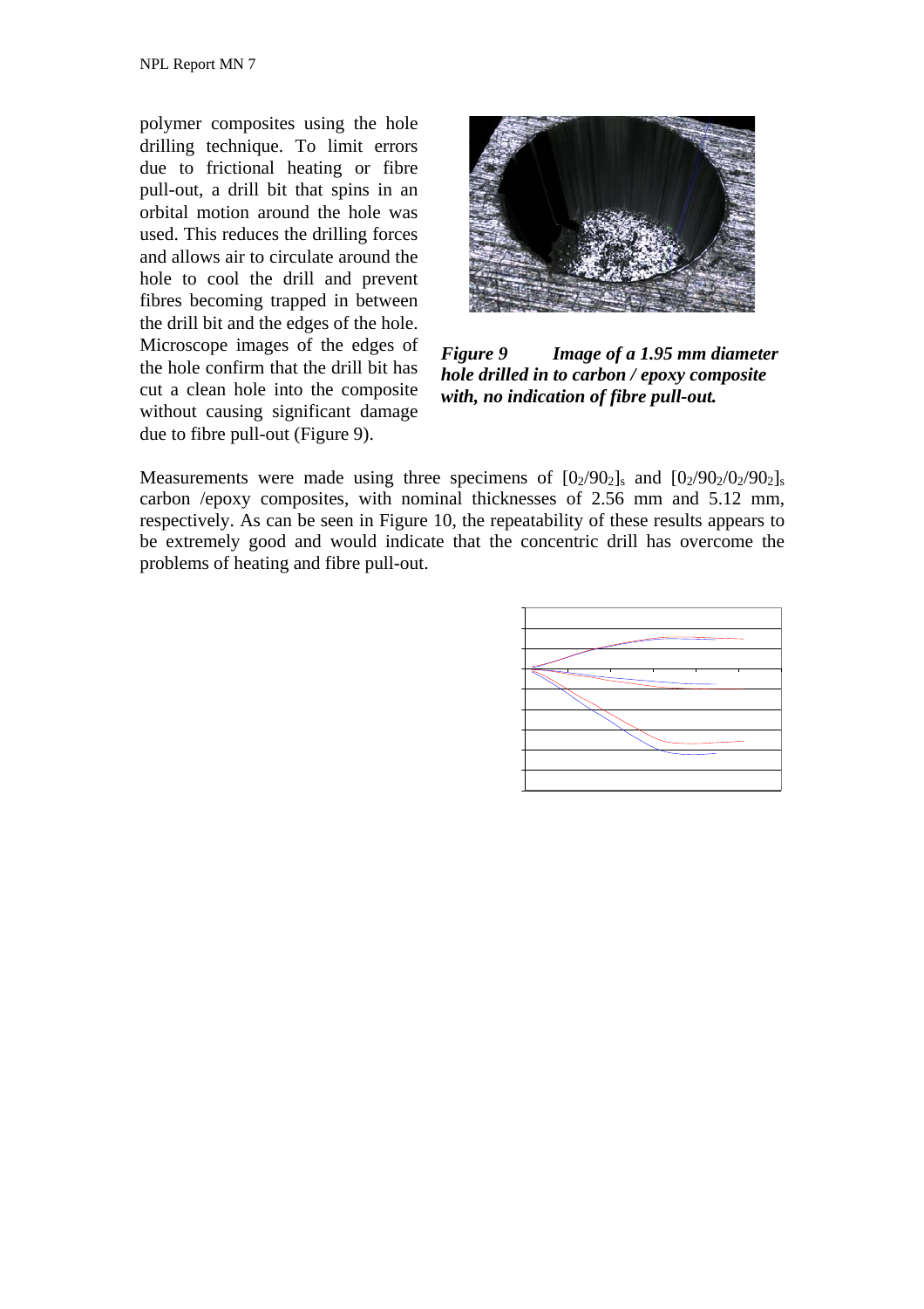polymer composites using the hole drilling technique. To limit errors due to frictional heating or fibre pull-out, a drill bit that spins in an orbital motion around the hole was used. This reduces the drilling forces and allows air to circulate around the hole to cool the drill and prevent fibres becoming trapped in between the drill bit and the edges of the hole. Microscope images of the edges of the hole confirm that the drill bit has cut a clean hole into the composite without causing significant damage due to fibre pull-out (Figure 9).

***Figure 9 Image of a 1.95 mm diameter hole drilled in to carbon / epoxy composite with, no indication of fibre pull-out.***

Measurements were made using three specimens of $[0_2/90_2]_s$ and $[0_2/90_2/0_2/90_2]_s$ carbon /epoxy composites, with nominal thicknesses of 2.56 mm and 5.12 mm, respectively. As can be seen in Figure 10, the repeatability of these results appears to be extremely good and would indicate that the concentric drill has overcome the problems of heating and fibre pull-out.